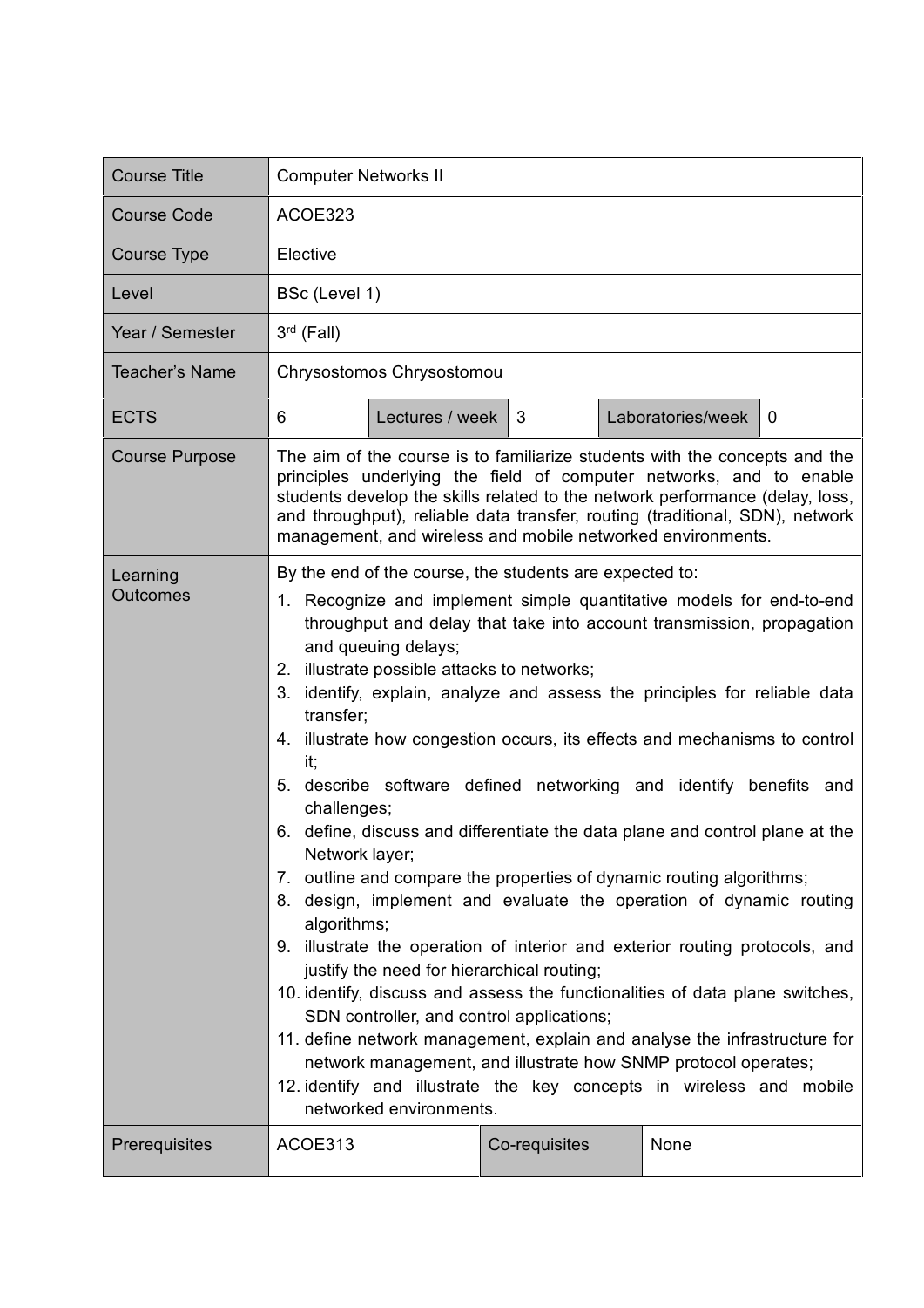| Course Title | Computer Networks II | | | | |
|---|---|---|---|---|---|
| Course Code | ACOE323 | | | | |
| Course Type | Elective | | | | |
| Level | BSc (Level 1) | | | | |
| Year / Semester | 3rd (Fall) | | | | |
| Teacher's Name | Chrysostomos Chrysostomou | | | | |
| ECTS | 6 | Lectures / week | 3 | Laboratories/week | 0 |
| Course Purpose | The aim of the course is to familiarize students with the concepts and the principles underlying the field of computer networks, and to enable students develop the skills related to the network performance (delay, loss, and throughput), reliable data transfer, routing (traditional, SDN), network management, and wireless and mobile networked environments. | | | | |
| Learning Outcomes | By the end of the course, the students are expected to:<br>1. Recognize and implement simple quantitative models for end-to-end throughput and delay that take into account transmission, propagation and queuing delays;<br>2. illustrate possible attacks to networks;<br>3. identify, explain, analyze and assess the principles for reliable data transfer;<br>4. illustrate how congestion occurs, its effects and mechanisms to control it;<br>5. describe software defined networking and identify benefits and challenges;<br>6. define, discuss and differentiate the data plane and control plane at the Network layer;<br>7. outline and compare the properties of dynamic routing algorithms;<br>8. design, implement and evaluate the operation of dynamic routing algorithms;<br>9. illustrate the operation of interior and exterior routing protocols, and justify the need for hierarchical routing;<br>10. identify, discuss and assess the functionalities of data plane switches, SDN controller, and control applications;<br>11. define network management, explain and analyse the infrastructure for network management, and illustrate how SNMP protocol operates;<br>12. identify and illustrate the key concepts in wireless and mobile networked environments. | | | | |
| Prerequisites | ACOE313 | | Co-requisites | None | |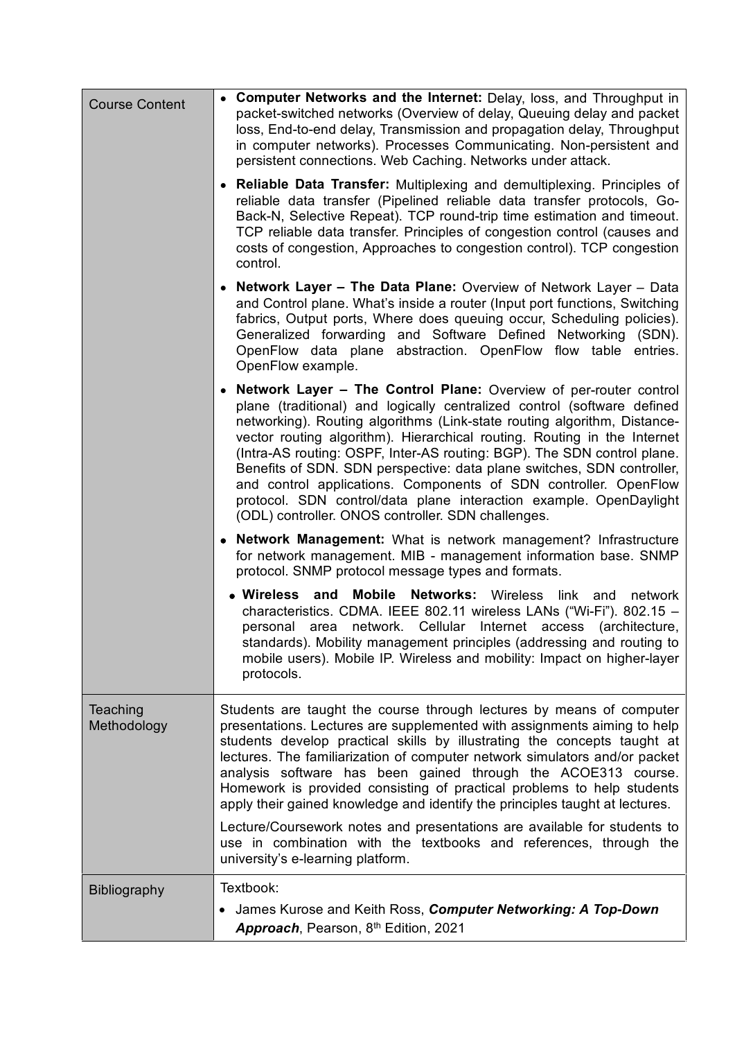| | |
|---|---|
| Course Content | • **Computer Networks and the Internet:** Delay, loss, and Throughput in packet-switched networks (Overview of delay, Queuing delay and packet loss, End-to-end delay, Transmission and propagation delay, Throughput in computer networks). Processes Communicating. Non-persistent and persistent connections. Web Caching. Networks under attack.<br><br>• **Reliable Data Transfer:** Multiplexing and demultiplexing. Principles of reliable data transfer (Pipelined reliable data transfer protocols, Go-Back-N, Selective Repeat). TCP round-trip time estimation and timeout. TCP reliable data transfer. Principles of congestion control (causes and costs of congestion, Approaches to congestion control). TCP congestion control.<br><br>• **Network Layer – The Data Plane:** Overview of Network Layer – Data and Control plane. What's inside a router (Input port functions, Switching fabrics, Output ports, Where does queuing occur, Scheduling policies). Generalized forwarding and Software Defined Networking (SDN). OpenFlow data plane abstraction. OpenFlow flow table entries. OpenFlow example.<br><br>• **Network Layer – The Control Plane:** Overview of per-router control plane (traditional) and logically centralized control (software defined networking). Routing algorithms (Link-state routing algorithm, Distance-vector routing algorithm). Hierarchical routing. Routing in the Internet (Intra-AS routing: OSPF, Inter-AS routing: BGP). The SDN control plane. Benefits of SDN. SDN perspective: data plane switches, SDN controller, and control applications. Components of SDN controller. OpenFlow protocol. SDN control/data plane interaction example. OpenDaylight (ODL) controller. ONOS controller. SDN challenges.<br><br>• **Network Management:** What is network management? Infrastructure for network management. MIB - management information base. SNMP protocol. SNMP protocol message types and formats.<br><br>• **Wireless and Mobile Networks:** Wireless link and network characteristics. CDMA. IEEE 802.11 wireless LANs ("Wi-Fi"). 802.15 – personal area network. Cellular Internet access (architecture, standards). Mobility management principles (addressing and routing to mobile users). Mobile IP. Wireless and mobility: Impact on higher-layer protocols. |
| Teaching Methodology | Students are taught the course through lectures by means of computer presentations. Lectures are supplemented with assignments aiming to help students develop practical skills by illustrating the concepts taught at lectures. The familiarization of computer network simulators and/or packet analysis software has been gained through the ACOE313 course. Homework is provided consisting of practical problems to help students apply their gained knowledge and identify the principles taught at lectures.<br><br>Lecture/Coursework notes and presentations are available for students to use in combination with the textbooks and references, through the university's e-learning platform. |
| Bibliography | Textbook:<br><br>• James Kurose and Keith Ross, ***Computer Networking: A Top-Down Approach***, Pearson, 8th Edition, 2021 |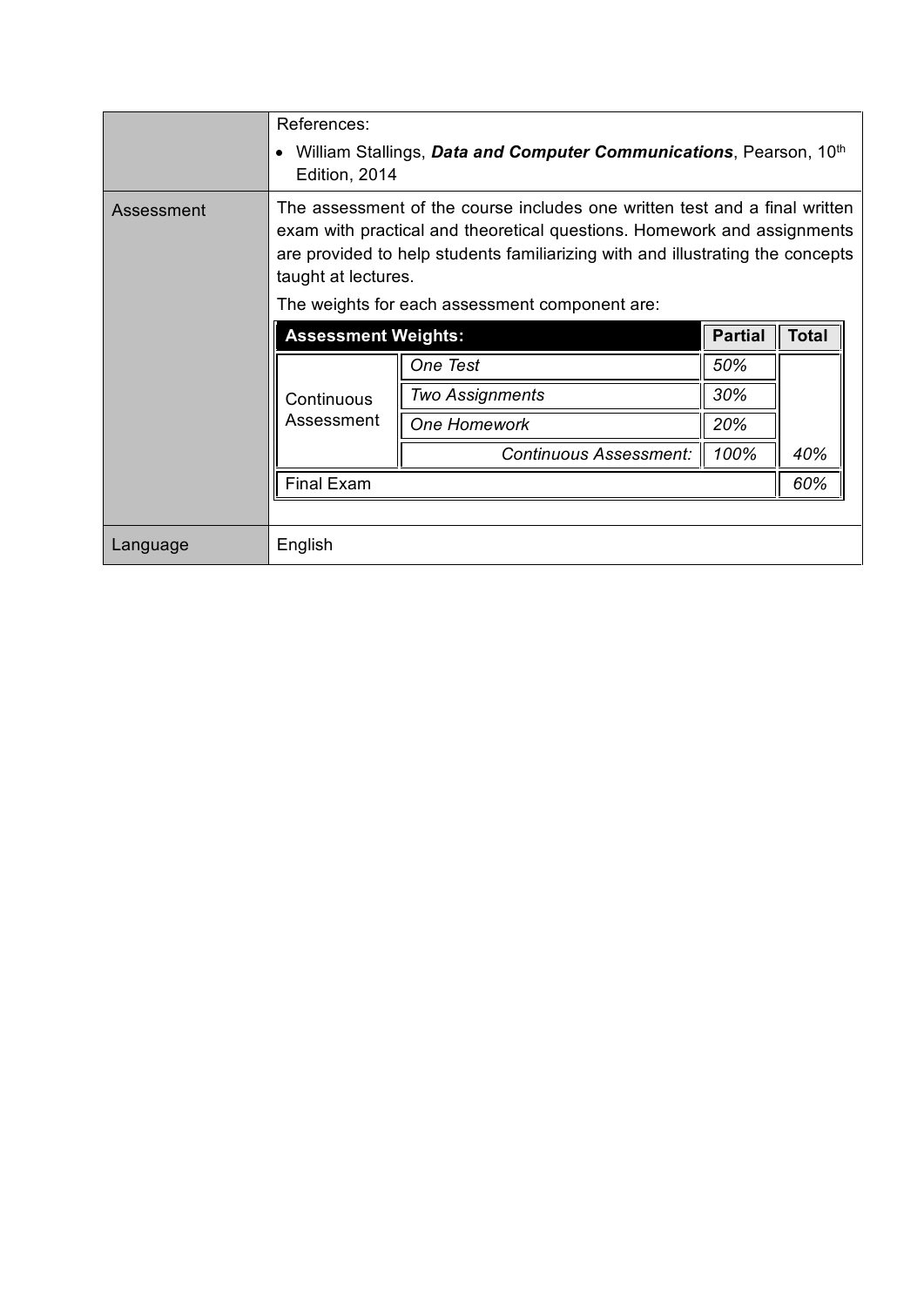| | |
|---|---|
| | References:<br>• William Stallings, ***Data and Computer Communications***, Pearson, 10th Edition, 2014 |
| Assessment | The assessment of the course includes one written test and a final written exam with practical and theoretical questions. Homework and assignments are provided to help students familiarizing with and illustrating the concepts taught at lectures.<br>The weights for each assessment component are: |
| Language | English |

| **Assessment Weights:** | | **Partial** | **Total** |
|---|---|---|---|
| Continuous Assessment | *One Test* | *50%* | |
| | *Two Assignments* | *30%* | |
| | *One Homework* | *20%* | |
| | *Continuous Assessment:* | *100%* | *40%* |
| Final Exam | | | *60%* |